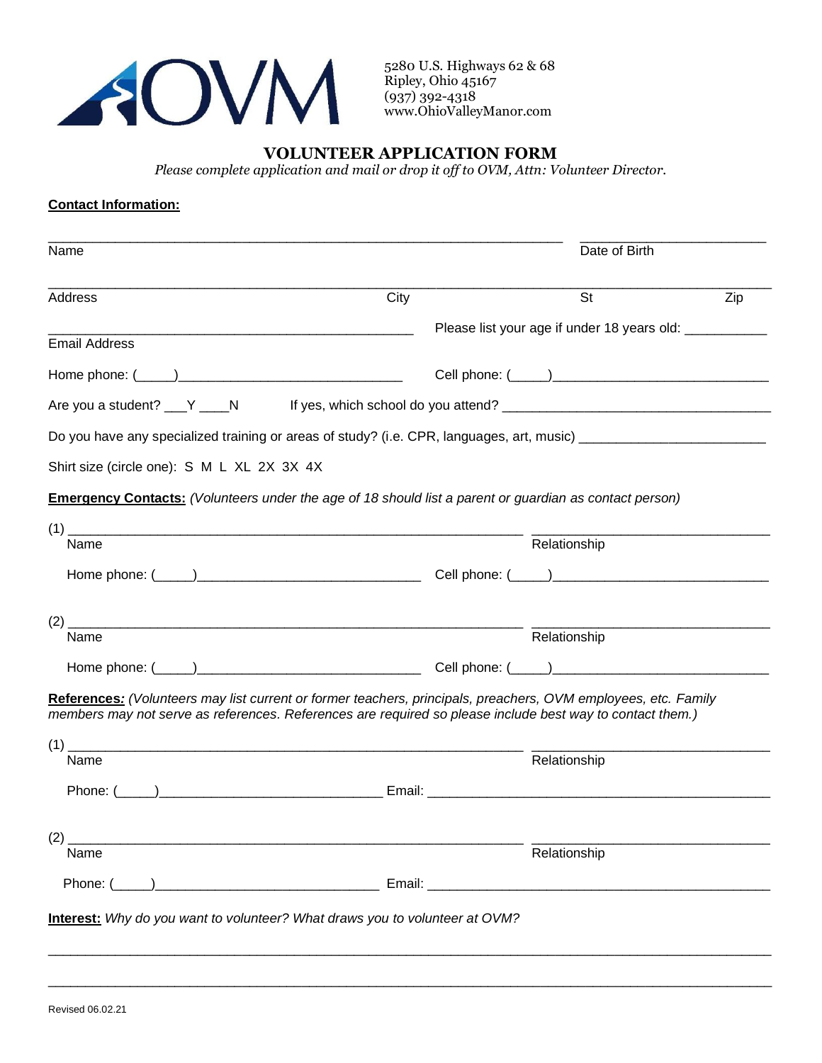OVM

5280 U.S. Highways 62 & 68
Ripley, Ohio 45167
(937) 392-4318
www.OhioValleyManor.com

# VOLUNTEER APPLICATION FORM

*Please complete application and mail or drop it off to OVM, Attn: Volunteer Director.*

**Contact Information:**

_______________________________________________ _______________________
Name Date of Birth

_______________________________________________________________________________
Address City St Zip

_______________________________________ Please list your age if under 18 years old: ___________
Email Address

Home phone: (_____)______________________________ Cell phone: (_____)____________________________

Are you a student? ___Y ____N If yes, which school do you attend? ___________________________________

Do you have any specialized training or areas of study? (i.e. CPR, languages, art, music) _________________________

Shirt size (circle one): S M L XL 2X 3X 4X

**Emergency Contacts:** *(Volunteers under the age of 18 should list a parent or guardian as contact person)*

(1) _______________________________________________ _______________________________
Name Relationship

Home phone: (_____)_____________________________ Cell phone: (_____)____________________________

(2) _______________________________________________ _______________________________
Name Relationship

Home phone: (_____)_____________________________ Cell phone: (_____)____________________________

**References:** *(Volunteers may list current or former teachers, principals, preachers, OVM employees, etc. Family members may not serve as references. References are required so please include best way to contact them.)*

(1) _______________________________________________ _______________________________
Name Relationship

Phone: (_____)_____________________________ Email: _______________________________________________

(2) _______________________________________________ _______________________________
Name Relationship

Phone: (_____)_____________________________ Email: _______________________________________________

**Interest:** *Why do you want to volunteer? What draws you to volunteer at OVM?*

_______________________________________________________________________________

_______________________________________________________________________________

Revised 06.02.21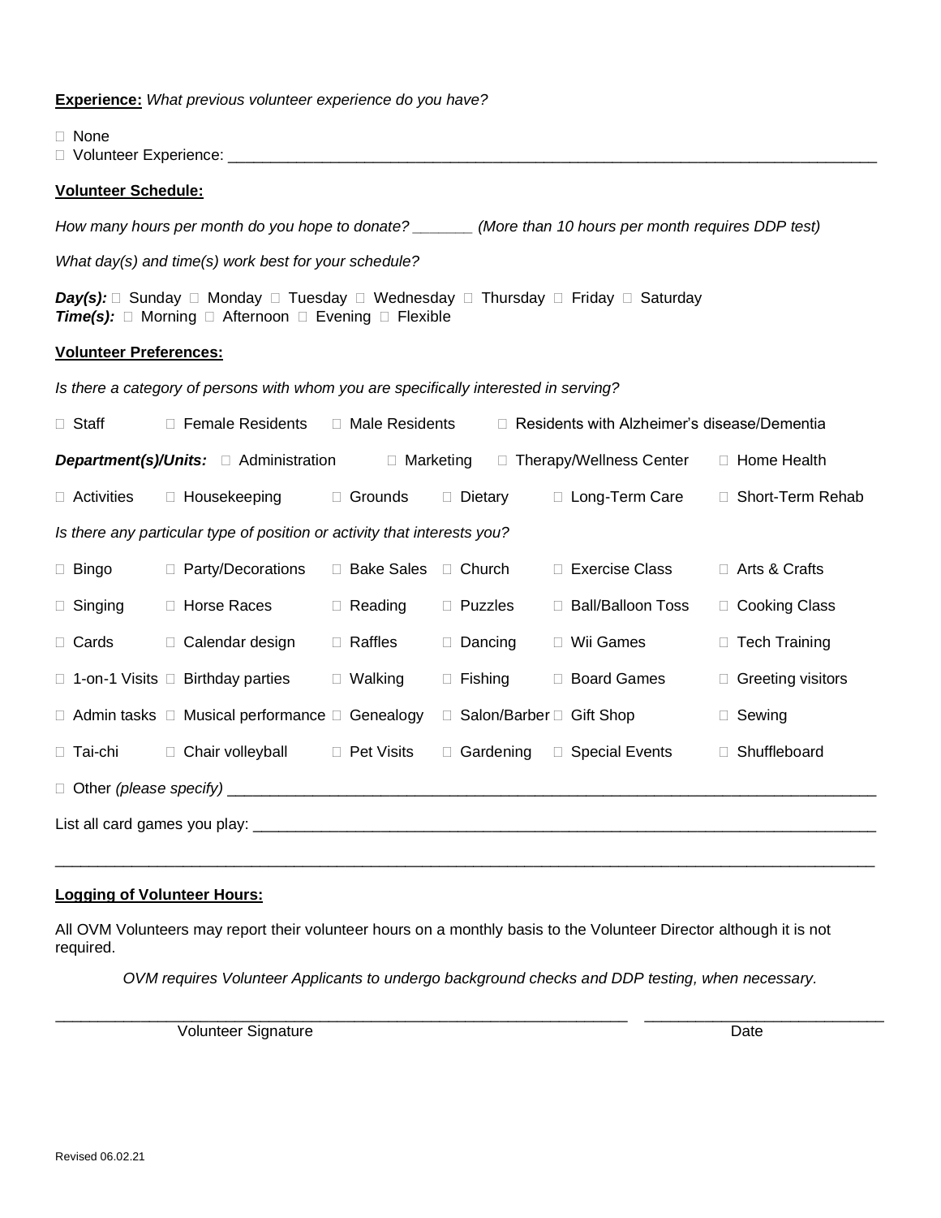**Experience:** *What previous volunteer experience do you have?*

☐ None
☐ Volunteer Experience: ______________________________________________________________________________

**Volunteer Schedule:**

*How many hours per month do you hope to donate? _______ (More than 10 hours per month requires DDP test)*

*What day(s) and time(s) work best for your schedule?*

***Day(s):*** ☐ Sunday ☐ Monday ☐ Tuesday ☐ Wednesday ☐ Thursday ☐ Friday ☐ Saturday
***Time(s):*** ☐ Morning ☐ Afternoon ☐ Evening ☐ Flexible

**Volunteer Preferences:**

*Is there a category of persons with whom you are specifically interested in serving?*

☐ Staff ☐ Female Residents ☐ Male Residents ☐ Residents with Alzheimer's disease/Dementia

***Department(s)/Units:*** ☐ Administration ☐ Marketing ☐ Therapy/Wellness Center ☐ Home Health

☐ Activities ☐ Housekeeping ☐ Grounds ☐ Dietary ☐ Long-Term Care ☐ Short-Term Rehab

*Is there any particular type of position or activity that interests you?*

| | | | | | |
|---|---|---|---|---|---|
| ☐ Bingo | ☐ Party/Decorations | ☐ Bake Sales | ☐ Church | ☐ Exercise Class | ☐ Arts & Crafts |
| ☐ Singing | ☐ Horse Races | ☐ Reading | ☐ Puzzles | ☐ Ball/Balloon Toss | ☐ Cooking Class |
| ☐ Cards | ☐ Calendar design | ☐ Raffles | ☐ Dancing | ☐ Wii Games | ☐ Tech Training |
| ☐ 1-on-1 Visits | ☐ Birthday parties | ☐ Walking | ☐ Fishing | ☐ Board Games | ☐ Greeting visitors |
| ☐ Admin tasks | ☐ Musical performance | ☐ Genealogy | ☐ Salon/Barber | ☐ Gift Shop | ☐ Sewing |
| ☐ Tai-chi | ☐ Chair volleyball | ☐ Pet Visits | ☐ Gardening | ☐ Special Events | ☐ Shuffleboard |

☐ Other *(please specify)* ______________________________________________________________________________

List all card games you play: ______________________________________________________________________________

______________________________________________________________________________

**Logging of Volunteer Hours:**

All OVM Volunteers may report their volunteer hours on a monthly basis to the Volunteer Director although it is not required.

*OVM requires Volunteer Applicants to undergo background checks and DDP testing, when necessary.*

______________________________________________ ______________________________

Volunteer Signature Date

Revised 06.02.21